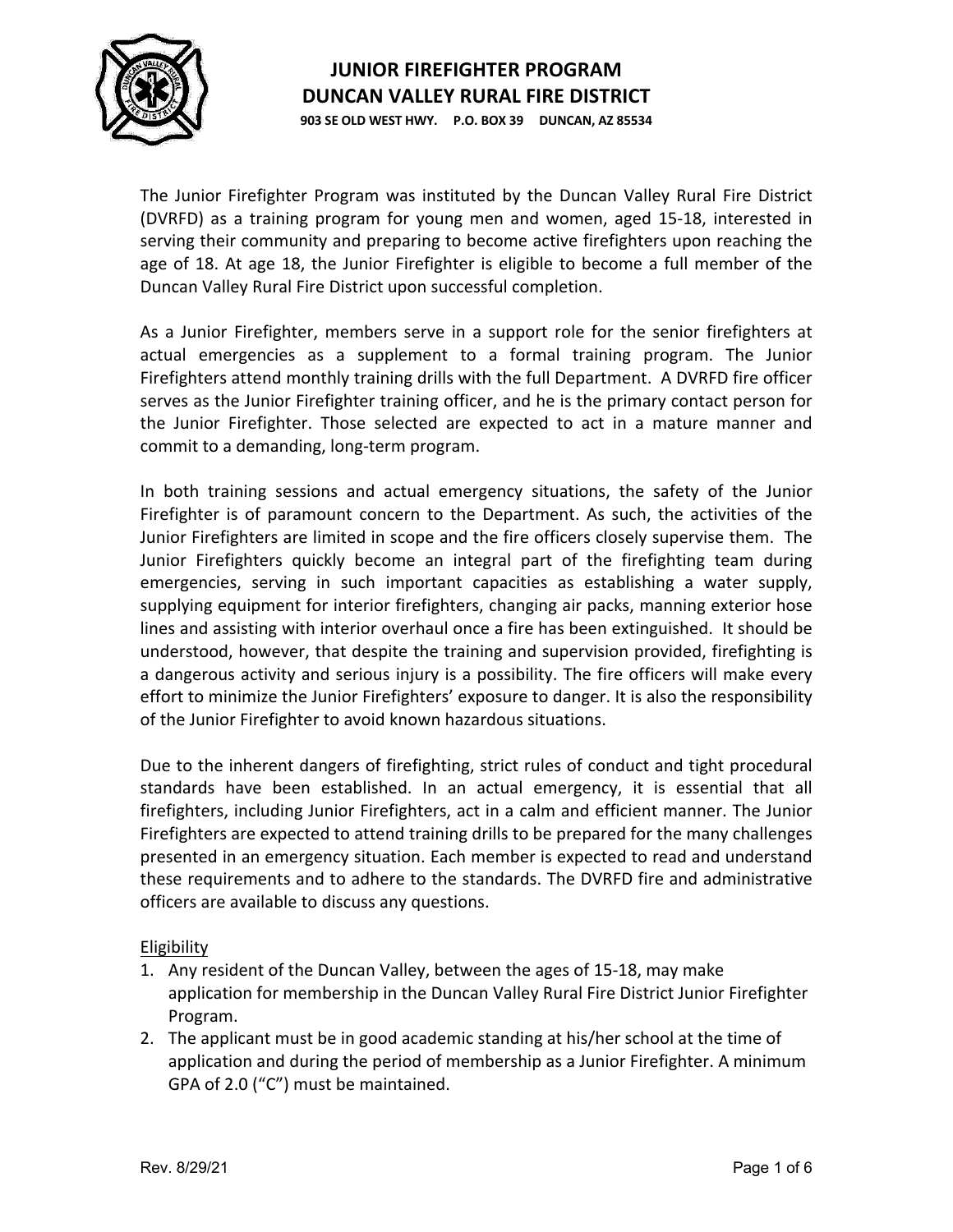# JUNIOR FIREFIGHTER PROGRAM
## DUNCAN VALLEY RURAL FIRE DISTRICT

**903 SE OLD WEST HWY. P.O. BOX 39 DUNCAN, AZ 85534**

The Junior Firefighter Program was instituted by the Duncan Valley Rural Fire District (DVRFD) as a training program for young men and women, aged 15-18, interested in serving their community and preparing to become active firefighters upon reaching the age of 18. At age 18, the Junior Firefighter is eligible to become a full member of the Duncan Valley Rural Fire District upon successful completion.

As a Junior Firefighter, members serve in a support role for the senior firefighters at actual emergencies as a supplement to a formal training program. The Junior Firefighters attend monthly training drills with the full Department. A DVRFD fire officer serves as the Junior Firefighter training officer, and he is the primary contact person for the Junior Firefighter. Those selected are expected to act in a mature manner and commit to a demanding, long-term program.

In both training sessions and actual emergency situations, the safety of the Junior Firefighter is of paramount concern to the Department. As such, the activities of the Junior Firefighters are limited in scope and the fire officers closely supervise them. The Junior Firefighters quickly become an integral part of the firefighting team during emergencies, serving in such important capacities as establishing a water supply, supplying equipment for interior firefighters, changing air packs, manning exterior hose lines and assisting with interior overhaul once a fire has been extinguished. It should be understood, however, that despite the training and supervision provided, firefighting is a dangerous activity and serious injury is a possibility. The fire officers will make every effort to minimize the Junior Firefighters' exposure to danger. It is also the responsibility of the Junior Firefighter to avoid known hazardous situations.

Due to the inherent dangers of firefighting, strict rules of conduct and tight procedural standards have been established. In an actual emergency, it is essential that all firefighters, including Junior Firefighters, act in a calm and efficient manner. The Junior Firefighters are expected to attend training drills to be prepared for the many challenges presented in an emergency situation. Each member is expected to read and understand these requirements and to adhere to the standards. The DVRFD fire and administrative officers are available to discuss any questions.

<u>Eligibility</u>

1. Any resident of the Duncan Valley, between the ages of 15-18, may make application for membership in the Duncan Valley Rural Fire District Junior Firefighter Program.
2. The applicant must be in good academic standing at his/her school at the time of application and during the period of membership as a Junior Firefighter. A minimum GPA of 2.0 ("C") must be maintained.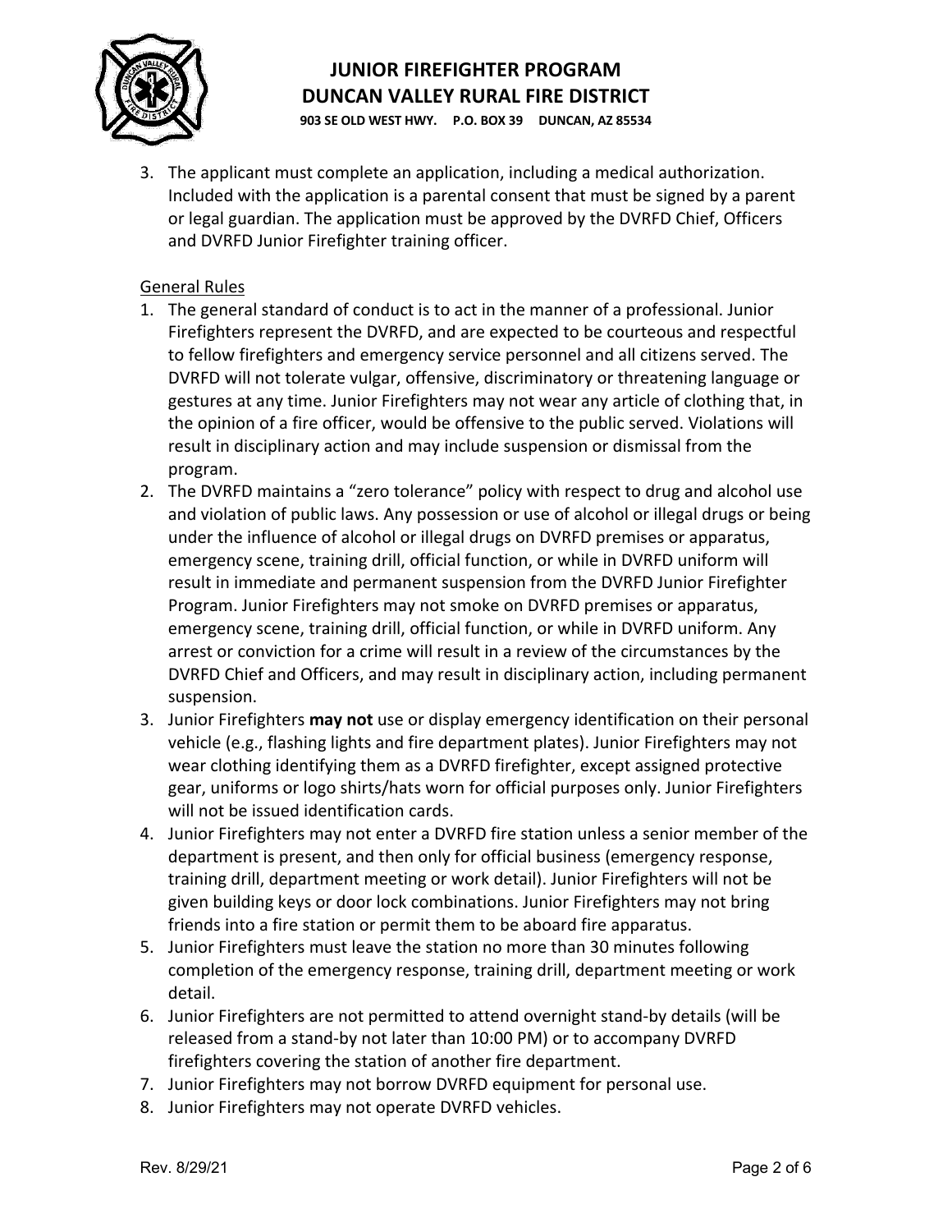3. The applicant must complete an application, including a medical authorization. Included with the application is a parental consent that must be signed by a parent or legal guardian. The application must be approved by the DVRFD Chief, Officers and DVRFD Junior Firefighter training officer.

<u>General Rules</u>

1. The general standard of conduct is to act in the manner of a professional. Junior Firefighters represent the DVRFD, and are expected to be courteous and respectful to fellow firefighters and emergency service personnel and all citizens served. The DVRFD will not tolerate vulgar, offensive, discriminatory or threatening language or gestures at any time. Junior Firefighters may not wear any article of clothing that, in the opinion of a fire officer, would be offensive to the public served. Violations will result in disciplinary action and may include suspension or dismissal from the program.
2. The DVRFD maintains a "zero tolerance" policy with respect to drug and alcohol use and violation of public laws. Any possession or use of alcohol or illegal drugs or being under the influence of alcohol or illegal drugs on DVRFD premises or apparatus, emergency scene, training drill, official function, or while in DVRFD uniform will result in immediate and permanent suspension from the DVRFD Junior Firefighter Program. Junior Firefighters may not smoke on DVRFD premises or apparatus, emergency scene, training drill, official function, or while in DVRFD uniform. Any arrest or conviction for a crime will result in a review of the circumstances by the DVRFD Chief and Officers, and may result in disciplinary action, including permanent suspension.
3. Junior Firefighters **may not** use or display emergency identification on their personal vehicle (e.g., flashing lights and fire department plates). Junior Firefighters may not wear clothing identifying them as a DVRFD firefighter, except assigned protective gear, uniforms or logo shirts/hats worn for official purposes only. Junior Firefighters will not be issued identification cards.
4. Junior Firefighters may not enter a DVRFD fire station unless a senior member of the department is present, and then only for official business (emergency response, training drill, department meeting or work detail). Junior Firefighters will not be given building keys or door lock combinations. Junior Firefighters may not bring friends into a fire station or permit them to be aboard fire apparatus.
5. Junior Firefighters must leave the station no more than 30 minutes following completion of the emergency response, training drill, department meeting or work detail.
6. Junior Firefighters are not permitted to attend overnight stand-by details (will be released from a stand-by not later than 10:00 PM) or to accompany DVRFD firefighters covering the station of another fire department.
7. Junior Firefighters may not borrow DVRFD equipment for personal use.
8. Junior Firefighters may not operate DVRFD vehicles.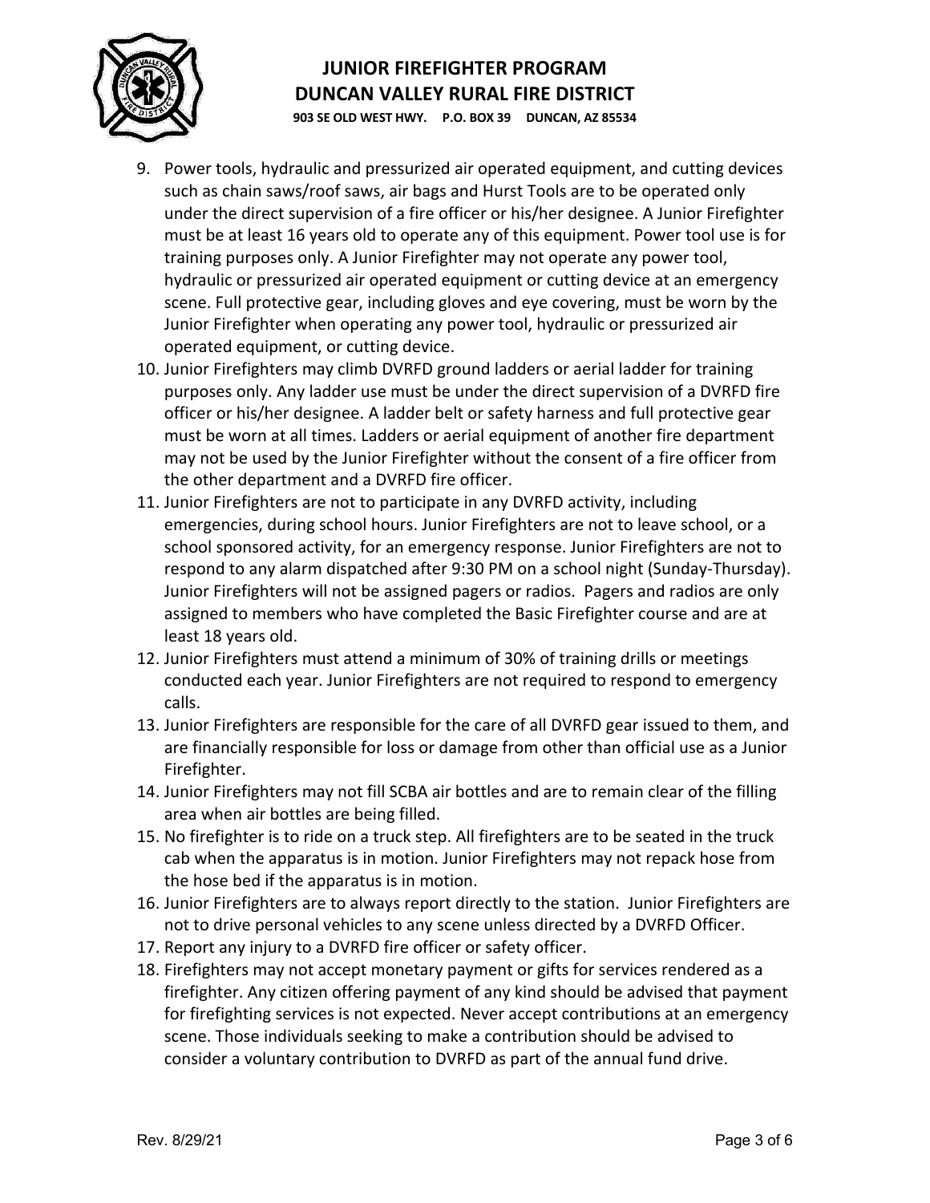9. Power tools, hydraulic and pressurized air operated equipment, and cutting devices such as chain saws/roof saws, air bags and Hurst Tools are to be operated only under the direct supervision of a fire officer or his/her designee. A Junior Firefighter must be at least 16 years old to operate any of this equipment. Power tool use is for training purposes only. A Junior Firefighter may not operate any power tool, hydraulic or pressurized air operated equipment or cutting device at an emergency scene. Full protective gear, including gloves and eye covering, must be worn by the Junior Firefighter when operating any power tool, hydraulic or pressurized air operated equipment, or cutting device.
10. Junior Firefighters may climb DVRFD ground ladders or aerial ladder for training purposes only. Any ladder use must be under the direct supervision of a DVRFD fire officer or his/her designee. A ladder belt or safety harness and full protective gear must be worn at all times. Ladders or aerial equipment of another fire department may not be used by the Junior Firefighter without the consent of a fire officer from the other department and a DVRFD fire officer.
11. Junior Firefighters are not to participate in any DVRFD activity, including emergencies, during school hours. Junior Firefighters are not to leave school, or a school sponsored activity, for an emergency response. Junior Firefighters are not to respond to any alarm dispatched after 9:30 PM on a school night (Sunday-Thursday). Junior Firefighters will not be assigned pagers or radios. Pagers and radios are only assigned to members who have completed the Basic Firefighter course and are at least 18 years old.
12. Junior Firefighters must attend a minimum of 30% of training drills or meetings conducted each year. Junior Firefighters are not required to respond to emergency calls.
13. Junior Firefighters are responsible for the care of all DVRFD gear issued to them, and are financially responsible for loss or damage from other than official use as a Junior Firefighter.
14. Junior Firefighters may not fill SCBA air bottles and are to remain clear of the filling area when air bottles are being filled.
15. No firefighter is to ride on a truck step. All firefighters are to be seated in the truck cab when the apparatus is in motion. Junior Firefighters may not repack hose from the hose bed if the apparatus is in motion.
16. Junior Firefighters are to always report directly to the station. Junior Firefighters are not to drive personal vehicles to any scene unless directed by a DVRFD Officer.
17. Report any injury to a DVRFD fire officer or safety officer.
18. Firefighters may not accept monetary payment or gifts for services rendered as a firefighter. Any citizen offering payment of any kind should be advised that payment for firefighting services is not expected. Never accept contributions at an emergency scene. Those individuals seeking to make a contribution should be advised to consider a voluntary contribution to DVRFD as part of the annual fund drive.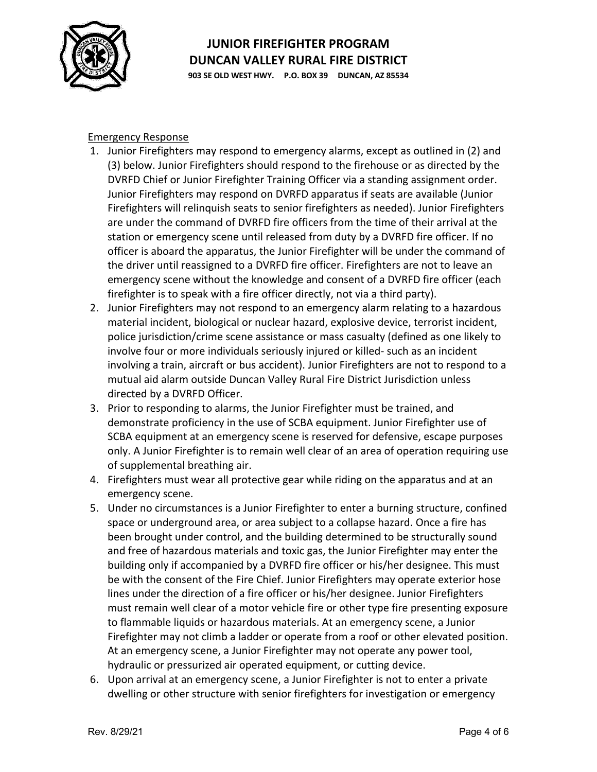Emergency Response

1. Junior Firefighters may respond to emergency alarms, except as outlined in (2) and (3) below. Junior Firefighters should respond to the firehouse or as directed by the DVRFD Chief or Junior Firefighter Training Officer via a standing assignment order. Junior Firefighters may respond on DVRFD apparatus if seats are available (Junior Firefighters will relinquish seats to senior firefighters as needed). Junior Firefighters are under the command of DVRFD fire officers from the time of their arrival at the station or emergency scene until released from duty by a DVRFD fire officer. If no officer is aboard the apparatus, the Junior Firefighter will be under the command of the driver until reassigned to a DVRFD fire officer. Firefighters are not to leave an emergency scene without the knowledge and consent of a DVRFD fire officer (each firefighter is to speak with a fire officer directly, not via a third party).
2. Junior Firefighters may not respond to an emergency alarm relating to a hazardous material incident, biological or nuclear hazard, explosive device, terrorist incident, police jurisdiction/crime scene assistance or mass casualty (defined as one likely to involve four or more individuals seriously injured or killed- such as an incident involving a train, aircraft or bus accident). Junior Firefighters are not to respond to a mutual aid alarm outside Duncan Valley Rural Fire District Jurisdiction unless directed by a DVRFD Officer.
3. Prior to responding to alarms, the Junior Firefighter must be trained, and demonstrate proficiency in the use of SCBA equipment. Junior Firefighter use of SCBA equipment at an emergency scene is reserved for defensive, escape purposes only. A Junior Firefighter is to remain well clear of an area of operation requiring use of supplemental breathing air.
4. Firefighters must wear all protective gear while riding on the apparatus and at an emergency scene.
5. Under no circumstances is a Junior Firefighter to enter a burning structure, confined space or underground area, or area subject to a collapse hazard. Once a fire has been brought under control, and the building determined to be structurally sound and free of hazardous materials and toxic gas, the Junior Firefighter may enter the building only if accompanied by a DVRFD fire officer or his/her designee. This must be with the consent of the Fire Chief. Junior Firefighters may operate exterior hose lines under the direction of a fire officer or his/her designee. Junior Firefighters must remain well clear of a motor vehicle fire or other type fire presenting exposure to flammable liquids or hazardous materials. At an emergency scene, a Junior Firefighter may not climb a ladder or operate from a roof or other elevated position. At an emergency scene, a Junior Firefighter may not operate any power tool, hydraulic or pressurized air operated equipment, or cutting device.
6. Upon arrival at an emergency scene, a Junior Firefighter is not to enter a private dwelling or other structure with senior firefighters for investigation or emergency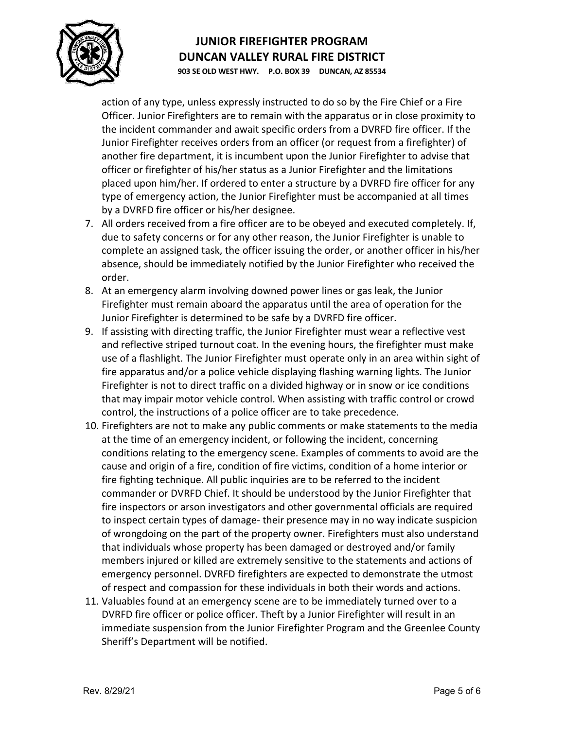action of any type, unless expressly instructed to do so by the Fire Chief or a Fire Officer. Junior Firefighters are to remain with the apparatus or in close proximity to the incident commander and await specific orders from a DVRFD fire officer. If the Junior Firefighter receives orders from an officer (or request from a firefighter) of another fire department, it is incumbent upon the Junior Firefighter to advise that officer or firefighter of his/her status as a Junior Firefighter and the limitations placed upon him/her. If ordered to enter a structure by a DVRFD fire officer for any type of emergency action, the Junior Firefighter must be accompanied at all times by a DVRFD fire officer or his/her designee.

7. All orders received from a fire officer are to be obeyed and executed completely. If, due to safety concerns or for any other reason, the Junior Firefighter is unable to complete an assigned task, the officer issuing the order, or another officer in his/her absence, should be immediately notified by the Junior Firefighter who received the order.
8. At an emergency alarm involving downed power lines or gas leak, the Junior Firefighter must remain aboard the apparatus until the area of operation for the Junior Firefighter is determined to be safe by a DVRFD fire officer.
9. If assisting with directing traffic, the Junior Firefighter must wear a reflective vest and reflective striped turnout coat. In the evening hours, the firefighter must make use of a flashlight. The Junior Firefighter must operate only in an area within sight of fire apparatus and/or a police vehicle displaying flashing warning lights. The Junior Firefighter is not to direct traffic on a divided highway or in snow or ice conditions that may impair motor vehicle control. When assisting with traffic control or crowd control, the instructions of a police officer are to take precedence.
10. Firefighters are not to make any public comments or make statements to the media at the time of an emergency incident, or following the incident, concerning conditions relating to the emergency scene. Examples of comments to avoid are the cause and origin of a fire, condition of fire victims, condition of a home interior or fire fighting technique. All public inquiries are to be referred to the incident commander or DVRFD Chief. It should be understood by the Junior Firefighter that fire inspectors or arson investigators and other governmental officials are required to inspect certain types of damage- their presence may in no way indicate suspicion of wrongdoing on the part of the property owner. Firefighters must also understand that individuals whose property has been damaged or destroyed and/or family members injured or killed are extremely sensitive to the statements and actions of emergency personnel. DVRFD firefighters are expected to demonstrate the utmost of respect and compassion for these individuals in both their words and actions.
11. Valuables found at an emergency scene are to be immediately turned over to a DVRFD fire officer or police officer. Theft by a Junior Firefighter will result in an immediate suspension from the Junior Firefighter Program and the Greenlee County Sheriff's Department will be notified.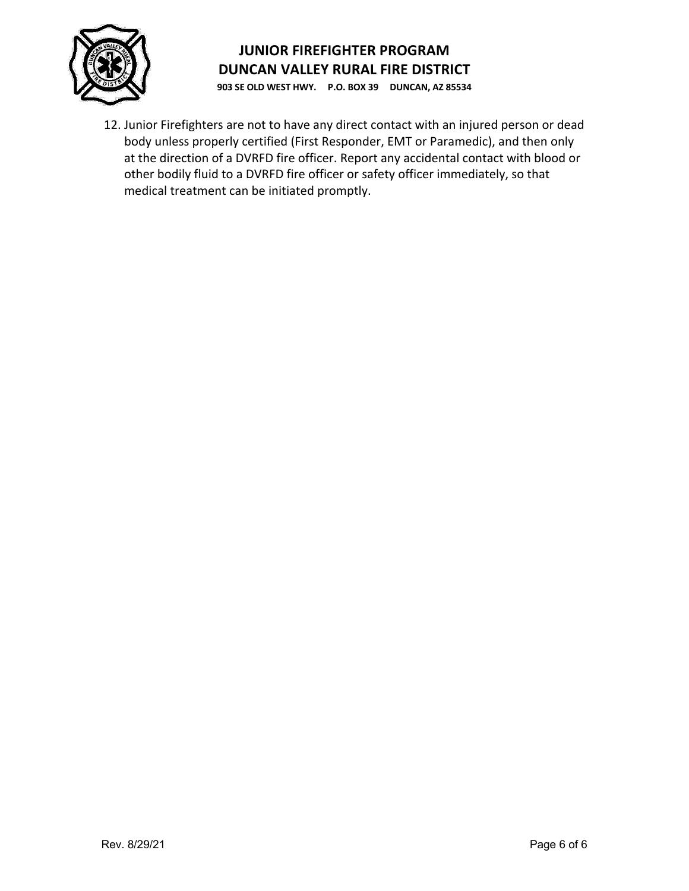12. Junior Firefighters are not to have any direct contact with an injured person or dead body unless properly certified (First Responder, EMT or Paramedic), and then only at the direction of a DVRFD fire officer. Report any accidental contact with blood or other bodily fluid to a DVRFD fire officer or safety officer immediately, so that medical treatment can be initiated promptly.